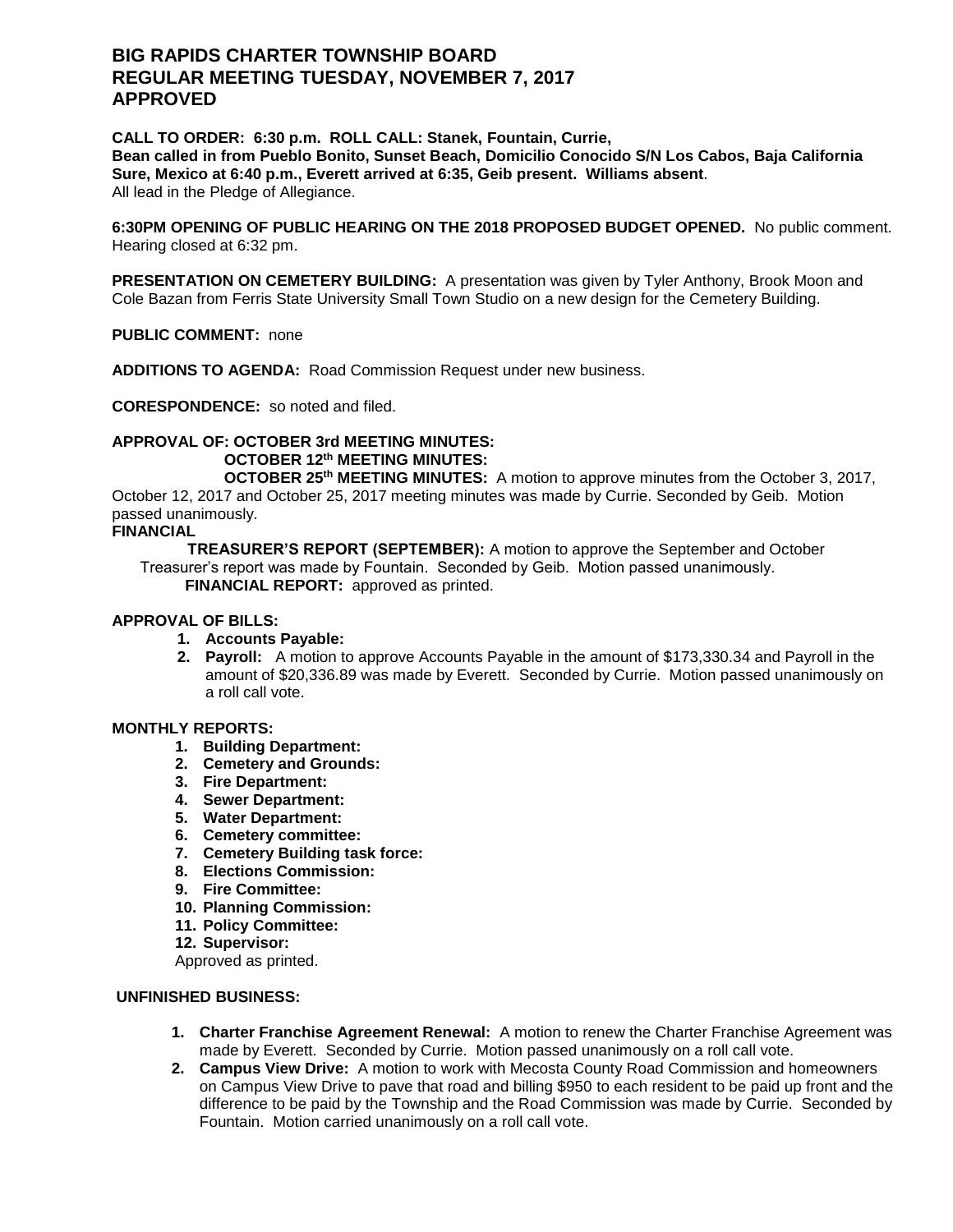# BIG RAPIDS CHARTER TOWNSHIP BOARD
# REGULAR MEETING TUESDAY, NOVEMBER 7, 2017
# APPROVED

**CALL TO ORDER: 6:30 p.m. ROLL CALL: Stanek, Fountain, Currie, Bean called in from Pueblo Bonito, Sunset Beach, Domicilio Conocido S/N Los Cabos, Baja California Sure, Mexico at 6:40 p.m., Everett arrived at 6:35, Geib present. Williams absent**.
All lead in the Pledge of Allegiance.

**6:30PM OPENING OF PUBLIC HEARING ON THE 2018 PROPOSED BUDGET OPENED.** No public comment. Hearing closed at 6:32 pm.

**PRESENTATION ON CEMETERY BUILDING:** A presentation was given by Tyler Anthony, Brook Moon and Cole Bazan from Ferris State University Small Town Studio on a new design for the Cemetery Building.

**PUBLIC COMMENT:** none

**ADDITIONS TO AGENDA:** Road Commission Request under new business.

**CORESPONDENCE:** so noted and filed.

**APPROVAL OF: OCTOBER 3rd MEETING MINUTES:**
**OCTOBER 12th MEETING MINUTES:**
**OCTOBER 25th MEETING MINUTES:** A motion to approve minutes from the October 3, 2017, October 12, 2017 and October 25, 2017 meeting minutes was made by Currie. Seconded by Geib. Motion passed unanimously.

**FINANCIAL**

**TREASURER'S REPORT (SEPTEMBER):** A motion to approve the September and October Treasurer's report was made by Fountain. Seconded by Geib. Motion passed unanimously.

**FINANCIAL REPORT:** approved as printed.

**APPROVAL OF BILLS:**

1. **Accounts Payable:**
2. **Payroll:** A motion to approve Accounts Payable in the amount of $173,330.34 and Payroll in the amount of $20,336.89 was made by Everett. Seconded by Currie. Motion passed unanimously on a roll call vote.

**MONTHLY REPORTS:**

1. **Building Department:**
2. **Cemetery and Grounds:**
3. **Fire Department:**
4. **Sewer Department:**
5. **Water Department:**
6. **Cemetery committee:**
7. **Cemetery Building task force:**
8. **Elections Commission:**
9. **Fire Committee:**
10. **Planning Commission:**
11. **Policy Committee:**
12. **Supervisor:**

Approved as printed.

**UNFINISHED BUSINESS:**

1. **Charter Franchise Agreement Renewal:** A motion to renew the Charter Franchise Agreement was made by Everett. Seconded by Currie. Motion passed unanimously on a roll call vote.
2. **Campus View Drive:** A motion to work with Mecosta County Road Commission and homeowners on Campus View Drive to pave that road and billing $950 to each resident to be paid up front and the difference to be paid by the Township and the Road Commission was made by Currie. Seconded by Fountain. Motion carried unanimously on a roll call vote.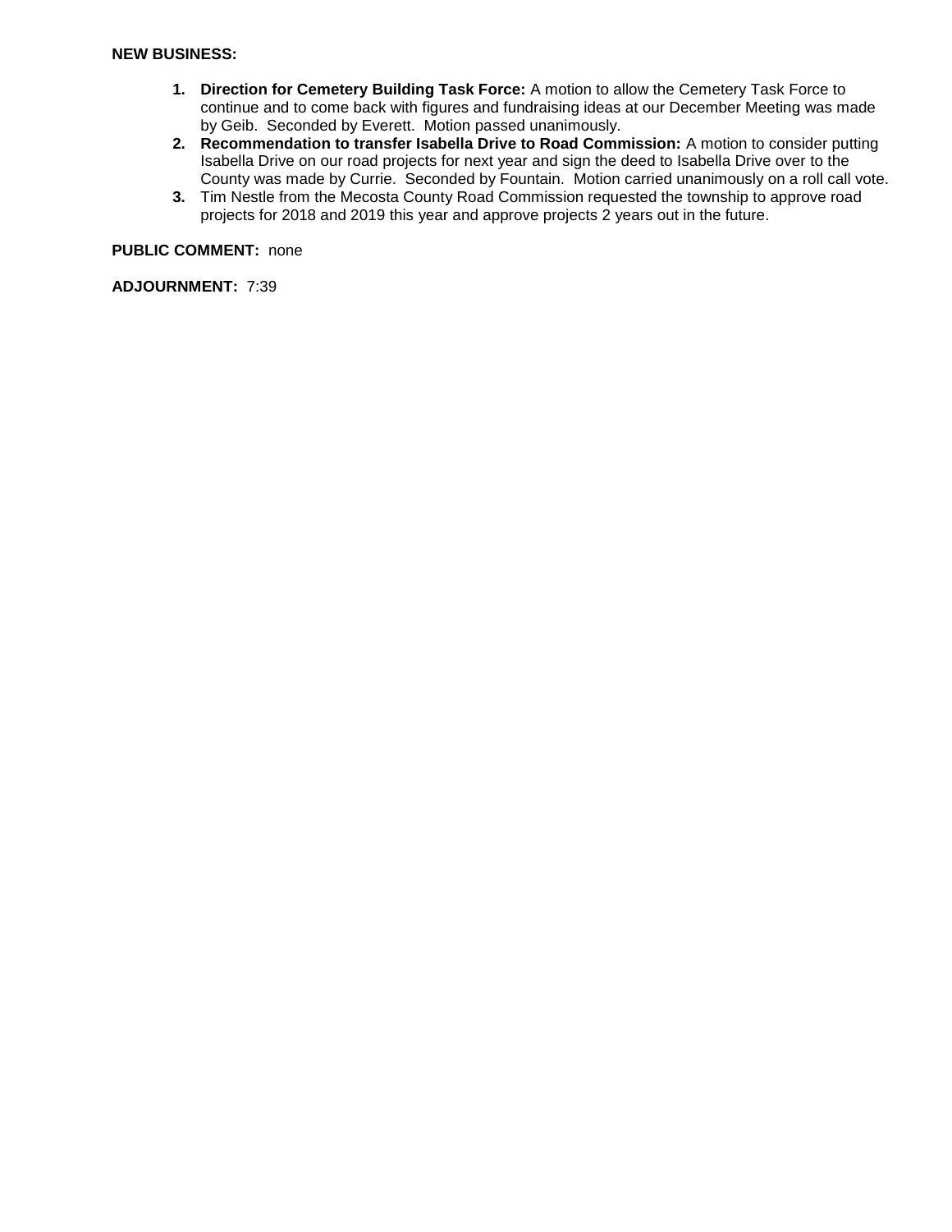**NEW BUSINESS:**

1. **Direction for Cemetery Building Task Force:** A motion to allow the Cemetery Task Force to continue and to come back with figures and fundraising ideas at our December Meeting was made by Geib. Seconded by Everett. Motion passed unanimously.
2. **Recommendation to transfer Isabella Drive to Road Commission:** A motion to consider putting Isabella Drive on our road projects for next year and sign the deed to Isabella Drive over to the County was made by Currie. Seconded by Fountain. Motion carried unanimously on a roll call vote.
3. Tim Nestle from the Mecosta County Road Commission requested the township to approve road projects for 2018 and 2019 this year and approve projects 2 years out in the future.

**PUBLIC COMMENT:** none

**ADJOURNMENT:** 7:39